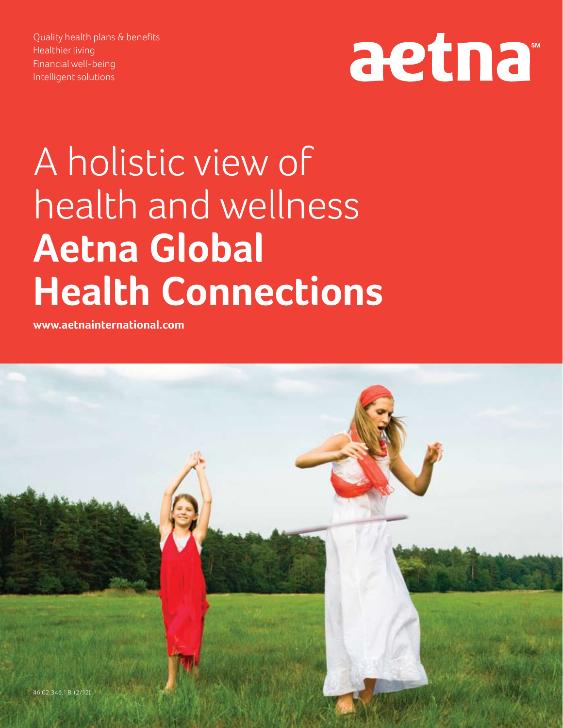Quality health plans & benefits
Healthier living
Financial well-being
Intelligent solutions

aetna[SM]

# A holistic view of health and wellness **Aetna Global Health Connections**

**www.aetnainternational.com**

46.02.346.1 B (2/12)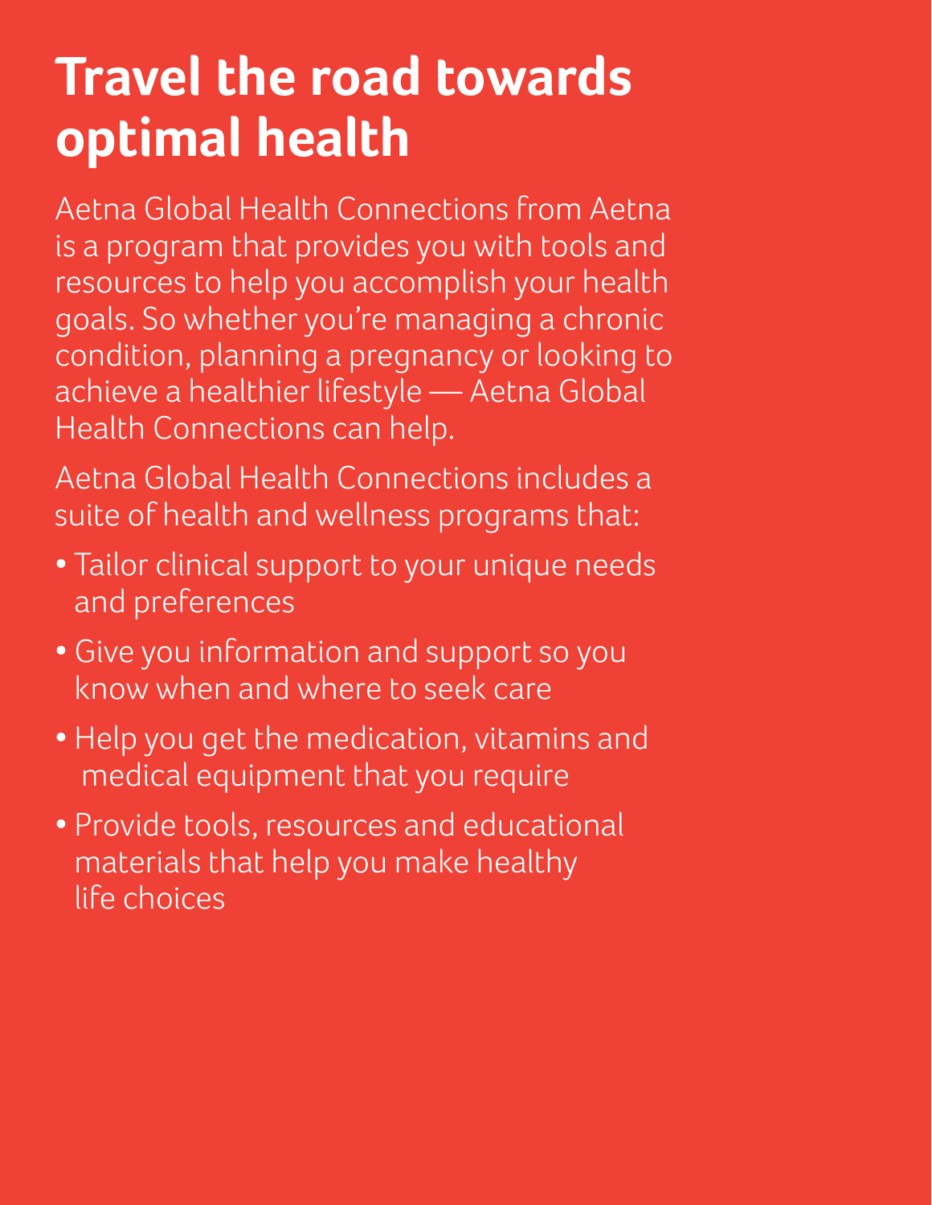# Travel the road towards optimal health

Aetna Global Health Connections from Aetna is a program that provides you with tools and resources to help you accomplish your health goals. So whether you're managing a chronic condition, planning a pregnancy or looking to achieve a healthier lifestyle — Aetna Global Health Connections can help.

Aetna Global Health Connections includes a suite of health and wellness programs that:

- Tailor clinical support to your unique needs and preferences
- Give you information and support so you know when and where to seek care
- Help you get the medication, vitamins and medical equipment that you require
- Provide tools, resources and educational materials that help you make healthy life choices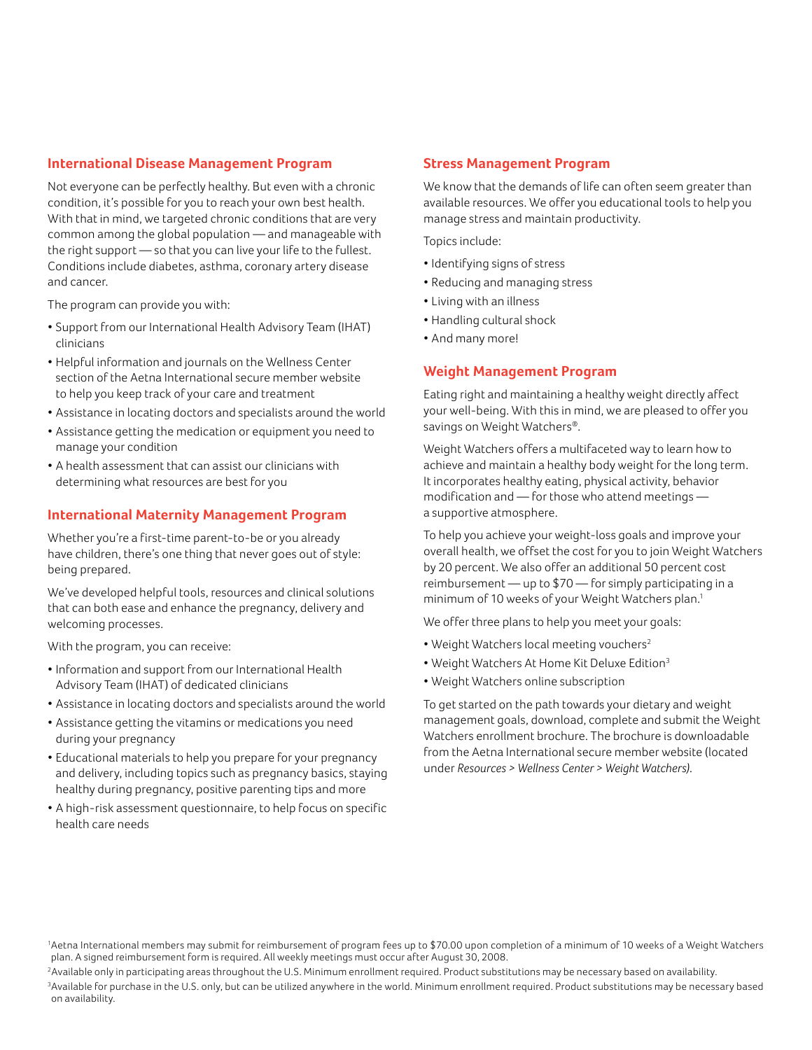## International Disease Management Program

Not everyone can be perfectly healthy. But even with a chronic condition, it's possible for you to reach your own best health. With that in mind, we targeted chronic conditions that are very common among the global population — and manageable with the right support — so that you can live your life to the fullest. Conditions include diabetes, asthma, coronary artery disease and cancer.

The program can provide you with:

- Support from our International Health Advisory Team (IHAT) clinicians
- Helpful information and journals on the Wellness Center section of the Aetna International secure member website to help you keep track of your care and treatment
- Assistance in locating doctors and specialists around the world
- Assistance getting the medication or equipment you need to manage your condition
- A health assessment that can assist our clinicians with determining what resources are best for you

## International Maternity Management Program

Whether you're a first-time parent-to-be or you already have children, there's one thing that never goes out of style: being prepared.

We've developed helpful tools, resources and clinical solutions that can both ease and enhance the pregnancy, delivery and welcoming processes.

With the program, you can receive:

- Information and support from our International Health Advisory Team (IHAT) of dedicated clinicians
- Assistance in locating doctors and specialists around the world
- Assistance getting the vitamins or medications you need during your pregnancy
- Educational materials to help you prepare for your pregnancy and delivery, including topics such as pregnancy basics, staying healthy during pregnancy, positive parenting tips and more
- A high-risk assessment questionnaire, to help focus on specific health care needs

## Stress Management Program

We know that the demands of life can often seem greater than available resources. We offer you educational tools to help you manage stress and maintain productivity.

Topics include:

- Identifying signs of stress
- Reducing and managing stress
- Living with an illness
- Handling cultural shock
- And many more!

## Weight Management Program

Eating right and maintaining a healthy weight directly affect your well-being. With this in mind, we are pleased to offer you savings on Weight Watchers®.

Weight Watchers offers a multifaceted way to learn how to achieve and maintain a healthy body weight for the long term. It incorporates healthy eating, physical activity, behavior modification and — for those who attend meetings — a supportive atmosphere.

To help you achieve your weight-loss goals and improve your overall health, we offset the cost for you to join Weight Watchers by 20 percent. We also offer an additional 50 percent cost reimbursement — up to $70 — for simply participating in a minimum of 10 weeks of your Weight Watchers plan.[1]

We offer three plans to help you meet your goals:

- Weight Watchers local meeting vouchers[2]
- Weight Watchers At Home Kit Deluxe Edition[3]
- Weight Watchers online subscription

To get started on the path towards your dietary and weight management goals, download, complete and submit the Weight Watchers enrollment brochure. The brochure is downloadable from the Aetna International secure member website (located under *Resources > Wellness Center > Weight Watchers).*

[1]Aetna International members may submit for reimbursement of program fees up to $70.00 upon completion of a minimum of 10 weeks of a Weight Watchers plan. A signed reimbursement form is required. All weekly meetings must occur after August 30, 2008.

[2]Available only in participating areas throughout the U.S. Minimum enrollment required. Product substitutions may be necessary based on availability.

[3]Available for purchase in the U.S. only, but can be utilized anywhere in the world. Minimum enrollment required. Product substitutions may be necessary based on availability.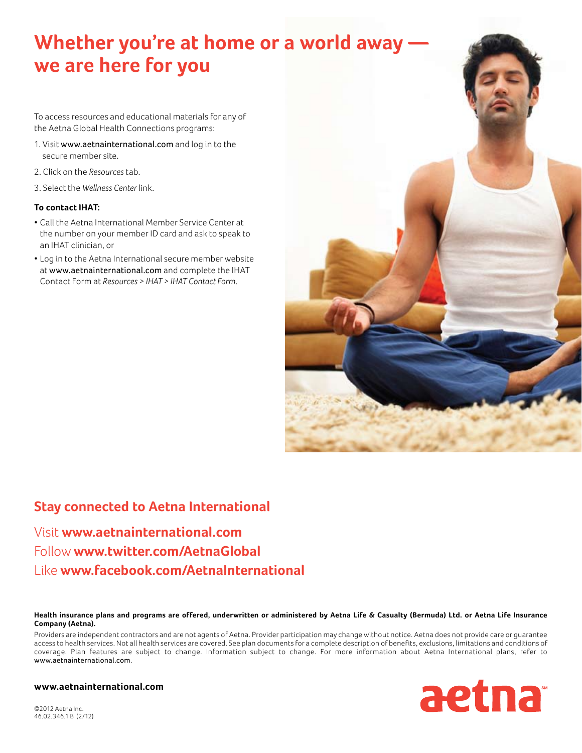# Whether you're at home or a world away — we are here for you

To access resources and educational materials for any of the Aetna Global Health Connections programs:

1. Visit www.aetnainternational.com and log in to the secure member site.
2. Click on the *Resources* tab.
3. Select the *Wellness Center* link.

**To contact IHAT:**

- Call the Aetna International Member Service Center at the number on your member ID card and ask to speak to an IHAT clinician, or
- Log in to the Aetna International secure member website at www.aetnainternational.com and complete the IHAT Contact Form at *Resources > IHAT > IHAT Contact Form*.

## Stay connected to Aetna International

Visit **www.aetnainternational.com**
Follow **www.twitter.com/AetnaGlobal**
Like **www.facebook.com/AetnaInternational**

**Health insurance plans and programs are offered, underwritten or administered by Aetna Life & Casualty (Bermuda) Ltd. or Aetna Life Insurance Company (Aetna).**

Providers are independent contractors and are not agents of Aetna. Provider participation may change without notice. Aetna does not provide care or guarantee access to health services. Not all health services are covered. See plan documents for a complete description of benefits, exclusions, limitations and conditions of coverage. Plan features are subject to change. Information subject to change. For more information about Aetna International plans, refer to www.aetnainternational.com.

**www.aetnainternational.com**

aetna℠

©2012 Aetna Inc.
46.02.346.1 B (2/12)